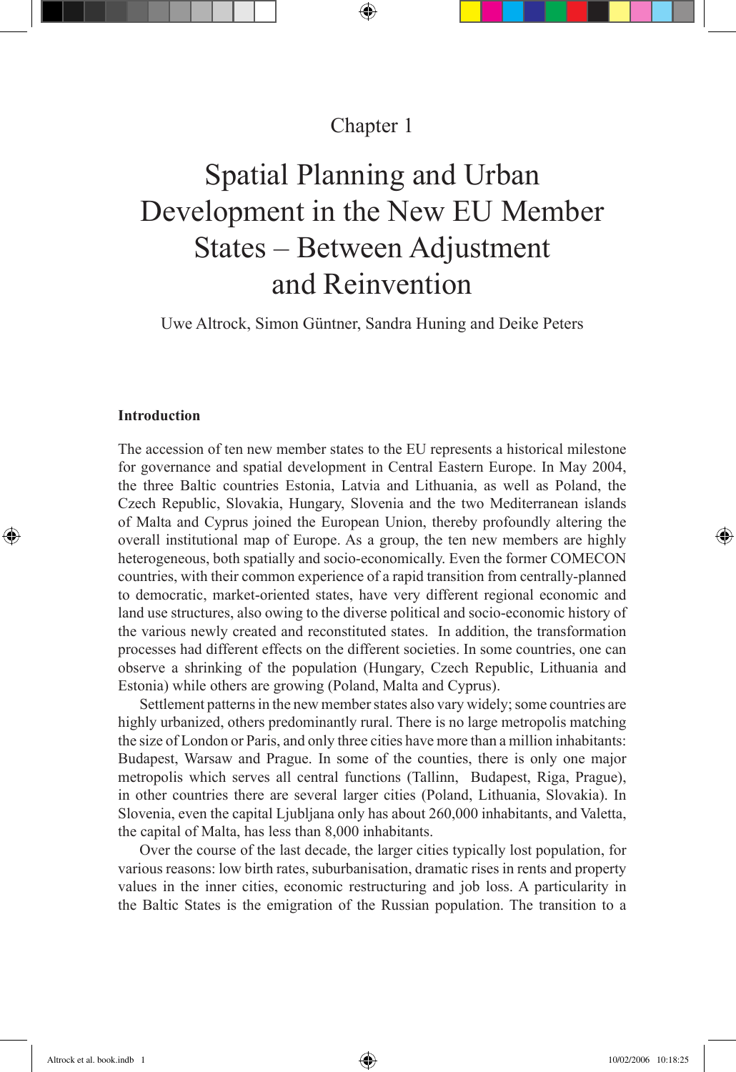Chapter 1

# Spatial Planning and Urban Development in the New EU Member States – Between Adjustment and Reinvention

Uwe Altrock, Simon Güntner, Sandra Huning and Deike Peters

## Introduction

The accession of ten new member states to the EU represents a historical milestone for governance and spatial development in Central Eastern Europe. In May 2004, the three Baltic countries Estonia, Latvia and Lithuania, as well as Poland, the Czech Republic, Slovakia, Hungary, Slovenia and the two Mediterranean islands of Malta and Cyprus joined the European Union, thereby profoundly altering the overall institutional map of Europe. As a group, the ten new members are highly heterogeneous, both spatially and socio-economically. Even the former COMECON countries, with their common experience of a rapid transition from centrally-planned to democratic, market-oriented states, have very different regional economic and land use structures, also owing to the diverse political and socio-economic history of the various newly created and reconstituted states. In addition, the transformation processes had different effects on the different societies. In some countries, one can observe a shrinking of the population (Hungary, Czech Republic, Lithuania and Estonia) while others are growing (Poland, Malta and Cyprus).

Settlement patterns in the new member states also vary widely; some countries are highly urbanized, others predominantly rural. There is no large metropolis matching the size of London or Paris, and only three cities have more than a million inhabitants: Budapest, Warsaw and Prague. In some of the counties, there is only one major metropolis which serves all central functions (Tallinn, Budapest, Riga, Prague), in other countries there are several larger cities (Poland, Lithuania, Slovakia). In Slovenia, even the capital Ljubljana only has about 260,000 inhabitants, and Valetta, the capital of Malta, has less than 8,000 inhabitants.

Over the course of the last decade, the larger cities typically lost population, for various reasons: low birth rates, suburbanisation, dramatic rises in rents and property values in the inner cities, economic restructuring and job loss. A particularity in the Baltic States is the emigration of the Russian population. The transition to a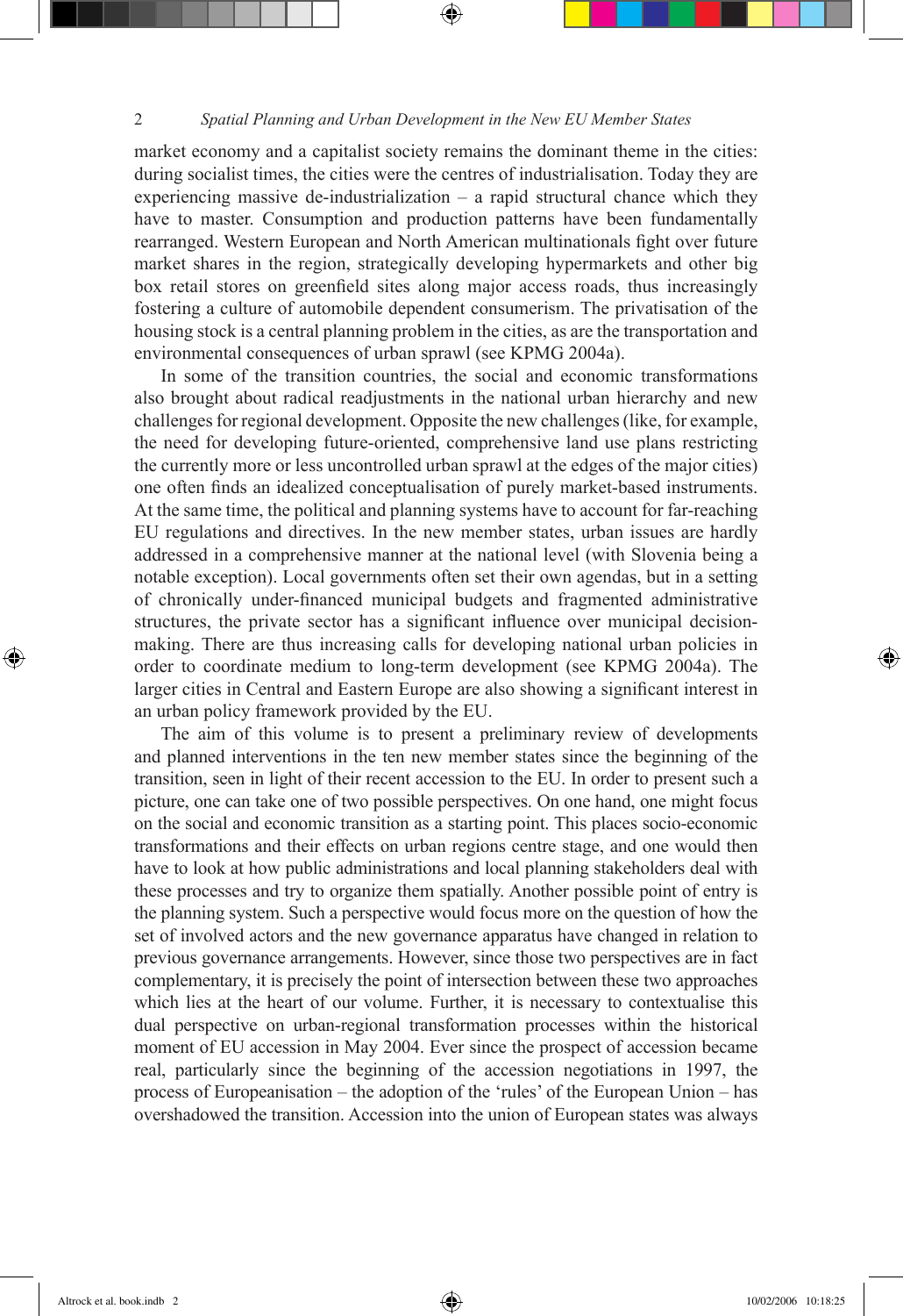market economy and a capitalist society remains the dominant theme in the cities: during socialist times, the cities were the centres of industrialisation. Today they are experiencing massive de-industrialization – a rapid structural chance which they have to master. Consumption and production patterns have been fundamentally rearranged. Western European and North American multinationals fight over future market shares in the region, strategically developing hypermarkets and other big box retail stores on greenfield sites along major access roads, thus increasingly fostering a culture of automobile dependent consumerism. The privatisation of the housing stock is a central planning problem in the cities, as are the transportation and environmental consequences of urban sprawl (see KPMG 2004a).

In some of the transition countries, the social and economic transformations also brought about radical readjustments in the national urban hierarchy and new challenges for regional development. Opposite the new challenges (like, for example, the need for developing future-oriented, comprehensive land use plans restricting the currently more or less uncontrolled urban sprawl at the edges of the major cities) one often finds an idealized conceptualisation of purely market-based instruments. At the same time, the political and planning systems have to account for far-reaching EU regulations and directives. In the new member states, urban issues are hardly addressed in a comprehensive manner at the national level (with Slovenia being a notable exception). Local governments often set their own agendas, but in a setting of chronically under-financed municipal budgets and fragmented administrative structures, the private sector has a significant influence over municipal decision-making. There are thus increasing calls for developing national urban policies in order to coordinate medium to long-term development (see KPMG 2004a). The larger cities in Central and Eastern Europe are also showing a significant interest in an urban policy framework provided by the EU.

The aim of this volume is to present a preliminary review of developments and planned interventions in the ten new member states since the beginning of the transition, seen in light of their recent accession to the EU. In order to present such a picture, one can take one of two possible perspectives. On one hand, one might focus on the social and economic transition as a starting point. This places socio-economic transformations and their effects on urban regions centre stage, and one would then have to look at how public administrations and local planning stakeholders deal with these processes and try to organize them spatially. Another possible point of entry is the planning system. Such a perspective would focus more on the question of how the set of involved actors and the new governance apparatus have changed in relation to previous governance arrangements. However, since those two perspectives are in fact complementary, it is precisely the point of intersection between these two approaches which lies at the heart of our volume. Further, it is necessary to contextualise this dual perspective on urban-regional transformation processes within the historical moment of EU accession in May 2004. Ever since the prospect of accession became real, particularly since the beginning of the accession negotiations in 1997, the process of Europeanisation – the adoption of the 'rules' of the European Union – has overshadowed the transition. Accession into the union of European states was always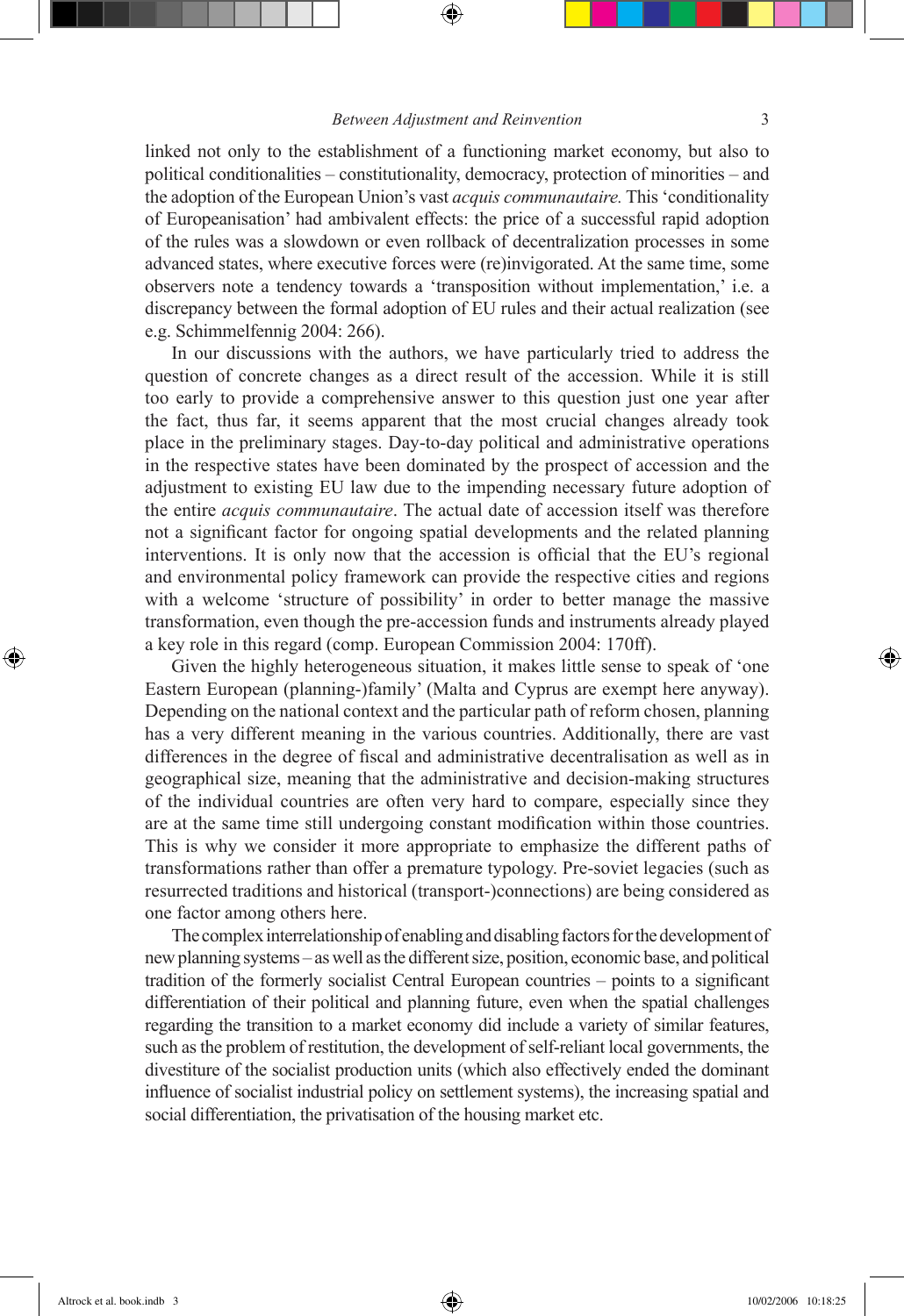linked not only to the establishment of a functioning market economy, but also to political conditionalities – constitutionality, democracy, protection of minorities – and the adoption of the European Union's vast *acquis communautaire.* This 'conditionality of Europeanisation' had ambivalent effects: the price of a successful rapid adoption of the rules was a slowdown or even rollback of decentralization processes in some advanced states, where executive forces were (re)invigorated. At the same time, some observers note a tendency towards a 'transposition without implementation,' i.e. a discrepancy between the formal adoption of EU rules and their actual realization (see e.g. Schimmelfennig 2004: 266).

In our discussions with the authors, we have particularly tried to address the question of concrete changes as a direct result of the accession. While it is still too early to provide a comprehensive answer to this question just one year after the fact, thus far, it seems apparent that the most crucial changes already took place in the preliminary stages. Day-to-day political and administrative operations in the respective states have been dominated by the prospect of accession and the adjustment to existing EU law due to the impending necessary future adoption of the entire *acquis communautaire*. The actual date of accession itself was therefore not a significant factor for ongoing spatial developments and the related planning interventions. It is only now that the accession is official that the EU's regional and environmental policy framework can provide the respective cities and regions with a welcome 'structure of possibility' in order to better manage the massive transformation, even though the pre-accession funds and instruments already played a key role in this regard (comp. European Commission 2004: 170ff).

Given the highly heterogeneous situation, it makes little sense to speak of 'one Eastern European (planning-)family' (Malta and Cyprus are exempt here anyway). Depending on the national context and the particular path of reform chosen, planning has a very different meaning in the various countries. Additionally, there are vast differences in the degree of fiscal and administrative decentralisation as well as in geographical size, meaning that the administrative and decision-making structures of the individual countries are often very hard to compare, especially since they are at the same time still undergoing constant modification within those countries. This is why we consider it more appropriate to emphasize the different paths of transformations rather than offer a premature typology. Pre-soviet legacies (such as resurrected traditions and historical (transport-)connections) are being considered as one factor among others here.

The complex interrelationship of enabling and disabling factors for the development of new planning systems – as well as the different size, position, economic base, and political tradition of the formerly socialist Central European countries – points to a significant differentiation of their political and planning future, even when the spatial challenges regarding the transition to a market economy did include a variety of similar features, such as the problem of restitution, the development of self-reliant local governments, the divestiture of the socialist production units (which also effectively ended the dominant influence of socialist industrial policy on settlement systems), the increasing spatial and social differentiation, the privatisation of the housing market etc.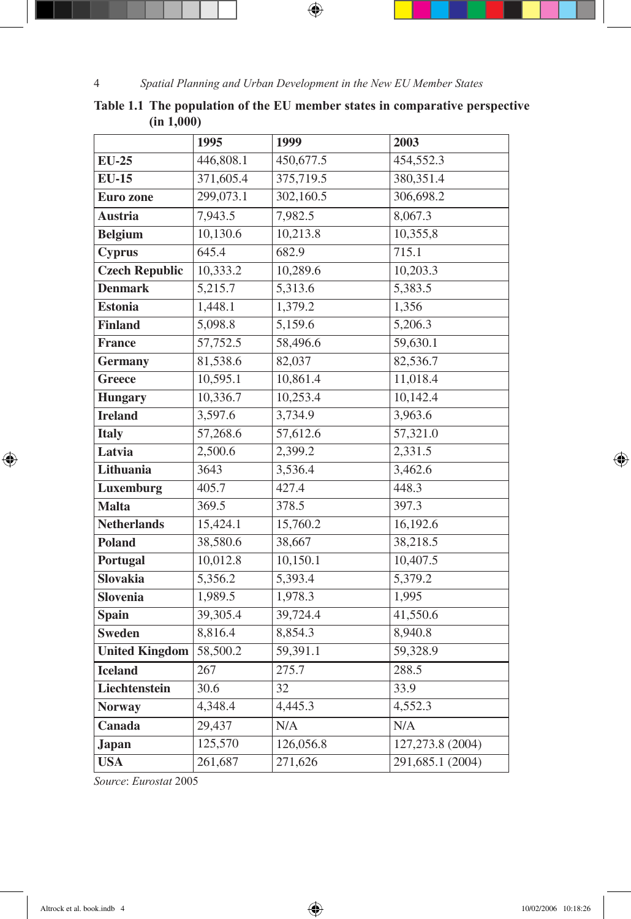**Table 1.1 The population of the EU member states in comparative perspective (in 1,000)**

| | 1995 | 1999 | 2003 |
|---|---|---|---|
| **EU-25** | 446,808.1 | 450,677.5 | 454,552.3 |
| **EU-15** | 371,605.4 | 375,719.5 | 380,351.4 |
| **Euro zone** | 299,073.1 | 302,160.5 | 306,698.2 |
| **Austria** | 7,943.5 | 7,982.5 | 8,067.3 |
| **Belgium** | 10,130.6 | 10,213.8 | 10,355,8 |
| **Cyprus** | 645.4 | 682.9 | 715.1 |
| **Czech Republic** | 10,333.2 | 10,289.6 | 10,203.3 |
| **Denmark** | 5,215.7 | 5,313.6 | 5,383.5 |
| **Estonia** | 1,448.1 | 1,379.2 | 1,356 |
| **Finland** | 5,098.8 | 5,159.6 | 5,206.3 |
| **France** | 57,752.5 | 58,496.6 | 59,630.1 |
| **Germany** | 81,538.6 | 82,037 | 82,536.7 |
| **Greece** | 10,595.1 | 10,861.4 | 11,018.4 |
| **Hungary** | 10,336.7 | 10,253.4 | 10,142.4 |
| **Ireland** | 3,597.6 | 3,734.9 | 3,963.6 |
| **Italy** | 57,268.6 | 57,612.6 | 57,321.0 |
| **Latvia** | 2,500.6 | 2,399.2 | 2,331.5 |
| **Lithuania** | 3643 | 3,536.4 | 3,462.6 |
| **Luxemburg** | 405.7 | 427.4 | 448.3 |
| **Malta** | 369.5 | 378.5 | 397.3 |
| **Netherlands** | 15,424.1 | 15,760.2 | 16,192.6 |
| **Poland** | 38,580.6 | 38,667 | 38,218.5 |
| **Portugal** | 10,012.8 | 10,150.1 | 10,407.5 |
| **Slovakia** | 5,356.2 | 5,393.4 | 5,379.2 |
| **Slovenia** | 1,989.5 | 1,978.3 | 1,995 |
| **Spain** | 39,305.4 | 39,724.4 | 41,550.6 |
| **Sweden** | 8,816.4 | 8,854.3 | 8,940.8 |
| **United Kingdom** | 58,500.2 | 59,391.1 | 59,328.9 |
| **Iceland** | 267 | 275.7 | 288.5 |
| **Liechtenstein** | 30.6 | 32 | 33.9 |
| **Norway** | 4,348.4 | 4,445.3 | 4,552.3 |
| **Canada** | 29,437 | N/A | N/A |
| **Japan** | 125,570 | 126,056.8 | 127,273.8 (2004) |
| **USA** | 261,687 | 271,626 | 291,685.1 (2004) |

*Source*: *Eurostat* 2005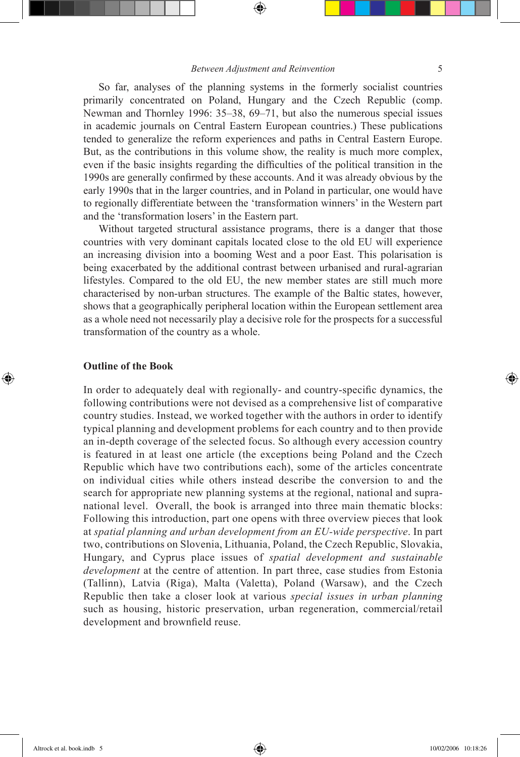So far, analyses of the planning systems in the formerly socialist countries primarily concentrated on Poland, Hungary and the Czech Republic (comp. Newman and Thornley 1996: 35–38, 69–71, but also the numerous special issues in academic journals on Central Eastern European countries.) These publications tended to generalize the reform experiences and paths in Central Eastern Europe. But, as the contributions in this volume show, the reality is much more complex, even if the basic insights regarding the difficulties of the political transition in the 1990s are generally confirmed by these accounts. And it was already obvious by the early 1990s that in the larger countries, and in Poland in particular, one would have to regionally differentiate between the 'transformation winners' in the Western part and the 'transformation losers' in the Eastern part.

Without targeted structural assistance programs, there is a danger that those countries with very dominant capitals located close to the old EU will experience an increasing division into a booming West and a poor East. This polarisation is being exacerbated by the additional contrast between urbanised and rural-agrarian lifestyles. Compared to the old EU, the new member states are still much more characterised by non-urban structures. The example of the Baltic states, however, shows that a geographically peripheral location within the European settlement area as a whole need not necessarily play a decisive role for the prospects for a successful transformation of the country as a whole.

## Outline of the Book

In order to adequately deal with regionally- and country-specific dynamics, the following contributions were not devised as a comprehensive list of comparative country studies. Instead, we worked together with the authors in order to identify typical planning and development problems for each country and to then provide an in-depth coverage of the selected focus. So although every accession country is featured in at least one article (the exceptions being Poland and the Czech Republic which have two contributions each), some of the articles concentrate on individual cities while others instead describe the conversion to and the search for appropriate new planning systems at the regional, national and supra-national level. Overall, the book is arranged into three main thematic blocks: Following this introduction, part one opens with three overview pieces that look at *spatial planning and urban development from an EU-wide perspective*. In part two, contributions on Slovenia, Lithuania, Poland, the Czech Republic, Slovakia, Hungary, and Cyprus place issues of *spatial development and sustainable development* at the centre of attention. In part three, case studies from Estonia (Tallinn), Latvia (Riga), Malta (Valetta), Poland (Warsaw), and the Czech Republic then take a closer look at various *special issues in urban planning* such as housing, historic preservation, urban regeneration, commercial/retail development and brownfield reuse.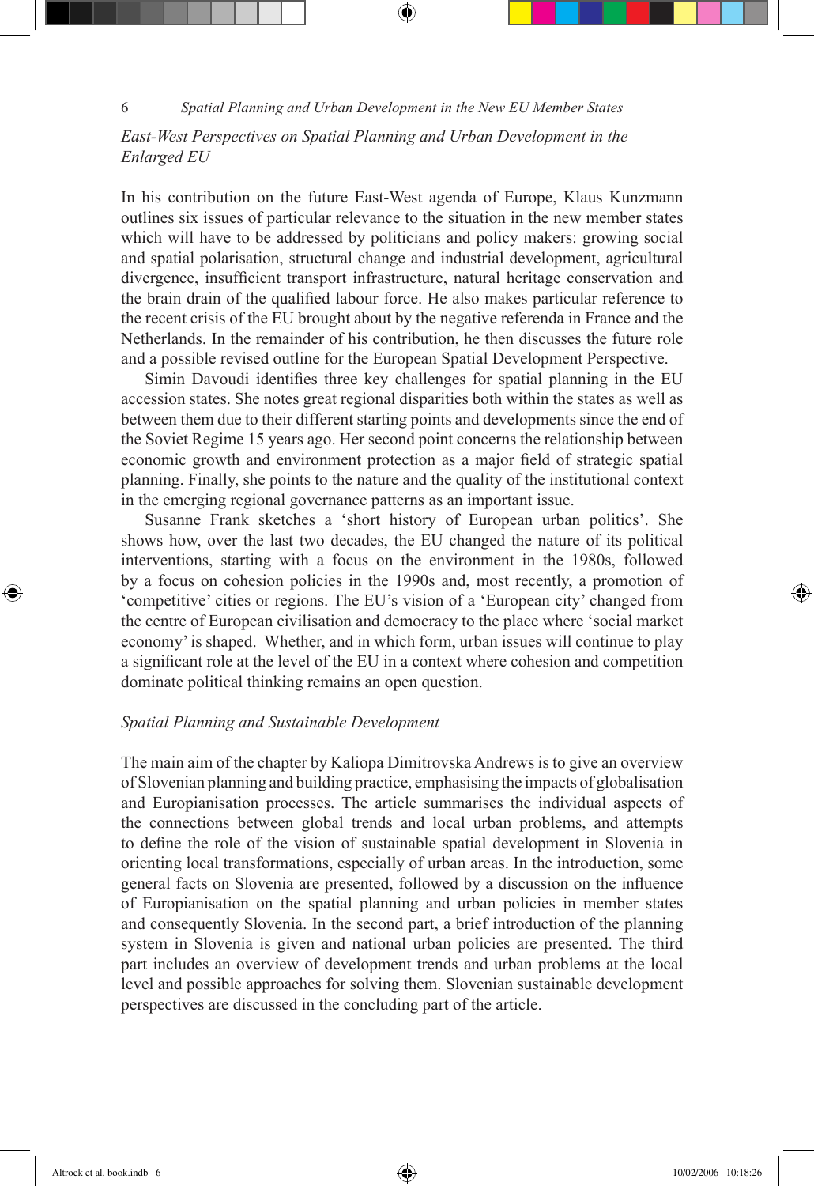### *East-West Perspectives on Spatial Planning and Urban Development in the Enlarged EU*

In his contribution on the future East-West agenda of Europe, Klaus Kunzmann outlines six issues of particular relevance to the situation in the new member states which will have to be addressed by politicians and policy makers: growing social and spatial polarisation, structural change and industrial development, agricultural divergence, insufficient transport infrastructure, natural heritage conservation and the brain drain of the qualified labour force. He also makes particular reference to the recent crisis of the EU brought about by the negative referenda in France and the Netherlands. In the remainder of his contribution, he then discusses the future role and a possible revised outline for the European Spatial Development Perspective.

Simin Davoudi identifies three key challenges for spatial planning in the EU accession states. She notes great regional disparities both within the states as well as between them due to their different starting points and developments since the end of the Soviet Regime 15 years ago. Her second point concerns the relationship between economic growth and environment protection as a major field of strategic spatial planning. Finally, she points to the nature and the quality of the institutional context in the emerging regional governance patterns as an important issue.

Susanne Frank sketches a 'short history of European urban politics'. She shows how, over the last two decades, the EU changed the nature of its political interventions, starting with a focus on the environment in the 1980s, followed by a focus on cohesion policies in the 1990s and, most recently, a promotion of 'competitive' cities or regions. The EU's vision of a 'European city' changed from the centre of European civilisation and democracy to the place where 'social market economy' is shaped. Whether, and in which form, urban issues will continue to play a significant role at the level of the EU in a context where cohesion and competition dominate political thinking remains an open question.

### *Spatial Planning and Sustainable Development*

The main aim of the chapter by Kaliopa Dimitrovska Andrews is to give an overview of Slovenian planning and building practice, emphasising the impacts of globalisation and Europianisation processes. The article summarises the individual aspects of the connections between global trends and local urban problems, and attempts to define the role of the vision of sustainable spatial development in Slovenia in orienting local transformations, especially of urban areas. In the introduction, some general facts on Slovenia are presented, followed by a discussion on the influence of Europianisation on the spatial planning and urban policies in member states and consequently Slovenia. In the second part, a brief introduction of the planning system in Slovenia is given and national urban policies are presented. The third part includes an overview of development trends and urban problems at the local level and possible approaches for solving them. Slovenian sustainable development perspectives are discussed in the concluding part of the article.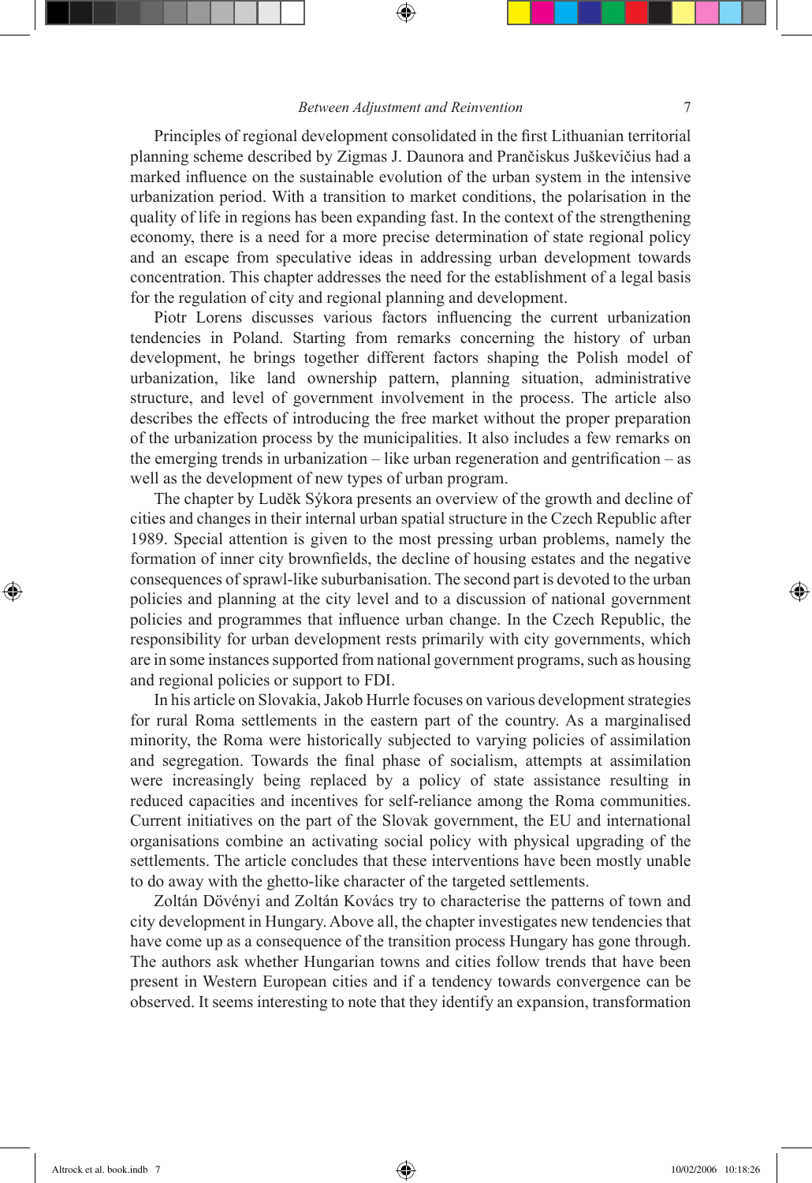Principles of regional development consolidated in the first Lithuanian territorial planning scheme described by Zigmas J. Daunora and Prančiskus Juškevičius had a marked influence on the sustainable evolution of the urban system in the intensive urbanization period. With a transition to market conditions, the polarisation in the quality of life in regions has been expanding fast. In the context of the strengthening economy, there is a need for a more precise determination of state regional policy and an escape from speculative ideas in addressing urban development towards concentration. This chapter addresses the need for the establishment of a legal basis for the regulation of city and regional planning and development.

Piotr Lorens discusses various factors influencing the current urbanization tendencies in Poland. Starting from remarks concerning the history of urban development, he brings together different factors shaping the Polish model of urbanization, like land ownership pattern, planning situation, administrative structure, and level of government involvement in the process. The article also describes the effects of introducing the free market without the proper preparation of the urbanization process by the municipalities. It also includes a few remarks on the emerging trends in urbanization – like urban regeneration and gentrification – as well as the development of new types of urban program.

The chapter by Luděk Sýkora presents an overview of the growth and decline of cities and changes in their internal urban spatial structure in the Czech Republic after 1989. Special attention is given to the most pressing urban problems, namely the formation of inner city brownfields, the decline of housing estates and the negative consequences of sprawl-like suburbanisation. The second part is devoted to the urban policies and planning at the city level and to a discussion of national government policies and programmes that influence urban change. In the Czech Republic, the responsibility for urban development rests primarily with city governments, which are in some instances supported from national government programs, such as housing and regional policies or support to FDI.

In his article on Slovakia, Jakob Hurrle focuses on various development strategies for rural Roma settlements in the eastern part of the country. As a marginalised minority, the Roma were historically subjected to varying policies of assimilation and segregation. Towards the final phase of socialism, attempts at assimilation were increasingly being replaced by a policy of state assistance resulting in reduced capacities and incentives for self-reliance among the Roma communities. Current initiatives on the part of the Slovak government, the EU and international organisations combine an activating social policy with physical upgrading of the settlements. The article concludes that these interventions have been mostly unable to do away with the ghetto-like character of the targeted settlements.

Zoltán Dövényi and Zoltán Kovács try to characterise the patterns of town and city development in Hungary. Above all, the chapter investigates new tendencies that have come up as a consequence of the transition process Hungary has gone through. The authors ask whether Hungarian towns and cities follow trends that have been present in Western European cities and if a tendency towards convergence can be observed. It seems interesting to note that they identify an expansion, transformation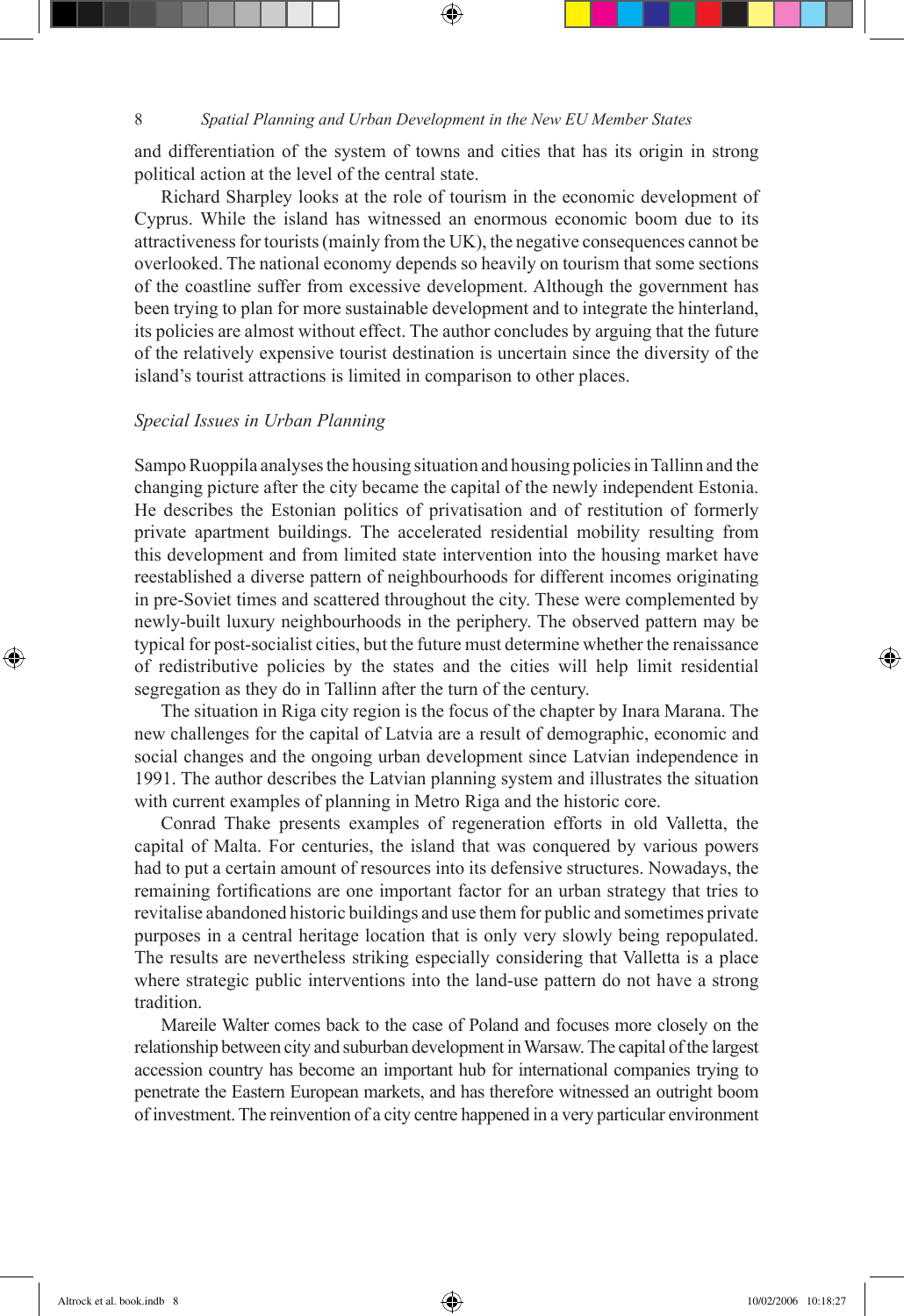and differentiation of the system of towns and cities that has its origin in strong political action at the level of the central state.

Richard Sharpley looks at the role of tourism in the economic development of Cyprus. While the island has witnessed an enormous economic boom due to its attractiveness for tourists (mainly from the UK), the negative consequences cannot be overlooked. The national economy depends so heavily on tourism that some sections of the coastline suffer from excessive development. Although the government has been trying to plan for more sustainable development and to integrate the hinterland, its policies are almost without effect. The author concludes by arguing that the future of the relatively expensive tourist destination is uncertain since the diversity of the island's tourist attractions is limited in comparison to other places.

### *Special Issues in Urban Planning*

Sampo Ruoppila analyses the housing situation and housing policies in Tallinn and the changing picture after the city became the capital of the newly independent Estonia. He describes the Estonian politics of privatisation and of restitution of formerly private apartment buildings. The accelerated residential mobility resulting from this development and from limited state intervention into the housing market have reestablished a diverse pattern of neighbourhoods for different incomes originating in pre-Soviet times and scattered throughout the city. These were complemented by newly-built luxury neighbourhoods in the periphery. The observed pattern may be typical for post-socialist cities, but the future must determine whether the renaissance of redistributive policies by the states and the cities will help limit residential segregation as they do in Tallinn after the turn of the century.

The situation in Riga city region is the focus of the chapter by Inara Marana. The new challenges for the capital of Latvia are a result of demographic, economic and social changes and the ongoing urban development since Latvian independence in 1991. The author describes the Latvian planning system and illustrates the situation with current examples of planning in Metro Riga and the historic core.

Conrad Thake presents examples of regeneration efforts in old Valletta, the capital of Malta. For centuries, the island that was conquered by various powers had to put a certain amount of resources into its defensive structures. Nowadays, the remaining fortifications are one important factor for an urban strategy that tries to revitalise abandoned historic buildings and use them for public and sometimes private purposes in a central heritage location that is only very slowly being repopulated. The results are nevertheless striking especially considering that Valletta is a place where strategic public interventions into the land-use pattern do not have a strong tradition.

Mareile Walter comes back to the case of Poland and focuses more closely on the relationship between city and suburban development in Warsaw. The capital of the largest accession country has become an important hub for international companies trying to penetrate the Eastern European markets, and has therefore witnessed an outright boom of investment. The reinvention of a city centre happened in a very particular environment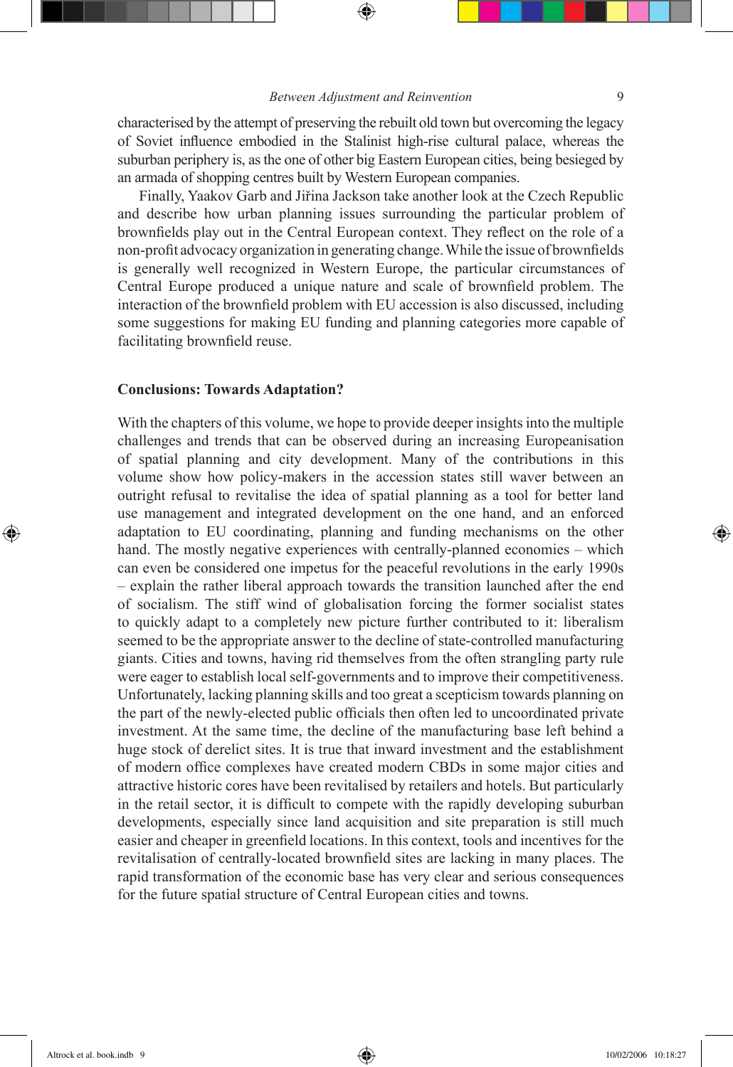characterised by the attempt of preserving the rebuilt old town but overcoming the legacy of Soviet influence embodied in the Stalinist high-rise cultural palace, whereas the suburban periphery is, as the one of other big Eastern European cities, being besieged by an armada of shopping centres built by Western European companies.

Finally, Yaakov Garb and Jiřina Jackson take another look at the Czech Republic and describe how urban planning issues surrounding the particular problem of brownfields play out in the Central European context. They reflect on the role of a non-profit advocacy organization in generating change. While the issue of brownfields is generally well recognized in Western Europe, the particular circumstances of Central Europe produced a unique nature and scale of brownfield problem. The interaction of the brownfield problem with EU accession is also discussed, including some suggestions for making EU funding and planning categories more capable of facilitating brownfield reuse.

### Conclusions: Towards Adaptation?

With the chapters of this volume, we hope to provide deeper insights into the multiple challenges and trends that can be observed during an increasing Europeanisation of spatial planning and city development. Many of the contributions in this volume show how policy-makers in the accession states still waver between an outright refusal to revitalise the idea of spatial planning as a tool for better land use management and integrated development on the one hand, and an enforced adaptation to EU coordinating, planning and funding mechanisms on the other hand. The mostly negative experiences with centrally-planned economies – which can even be considered one impetus for the peaceful revolutions in the early 1990s – explain the rather liberal approach towards the transition launched after the end of socialism. The stiff wind of globalisation forcing the former socialist states to quickly adapt to a completely new picture further contributed to it: liberalism seemed to be the appropriate answer to the decline of state-controlled manufacturing giants. Cities and towns, having rid themselves from the often strangling party rule were eager to establish local self-governments and to improve their competitiveness. Unfortunately, lacking planning skills and too great a scepticism towards planning on the part of the newly-elected public officials then often led to uncoordinated private investment. At the same time, the decline of the manufacturing base left behind a huge stock of derelict sites. It is true that inward investment and the establishment of modern office complexes have created modern CBDs in some major cities and attractive historic cores have been revitalised by retailers and hotels. But particularly in the retail sector, it is difficult to compete with the rapidly developing suburban developments, especially since land acquisition and site preparation is still much easier and cheaper in greenfield locations. In this context, tools and incentives for the revitalisation of centrally-located brownfield sites are lacking in many places. The rapid transformation of the economic base has very clear and serious consequences for the future spatial structure of Central European cities and towns.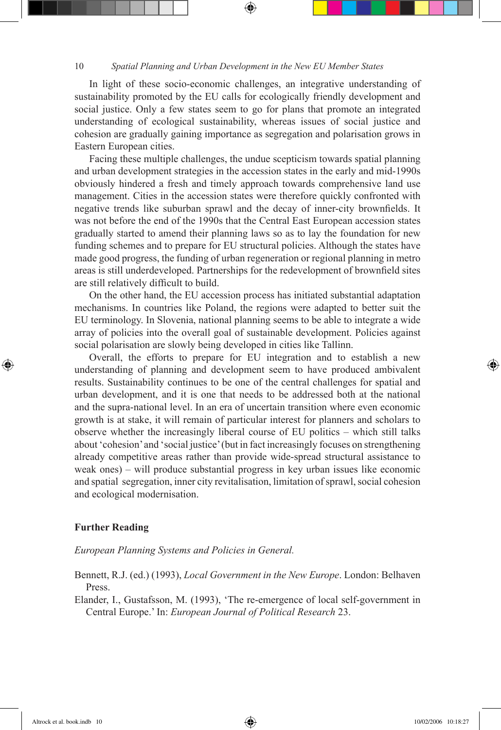In light of these socio-economic challenges, an integrative understanding of sustainability promoted by the EU calls for ecologically friendly development and social justice. Only a few states seem to go for plans that promote an integrated understanding of ecological sustainability, whereas issues of social justice and cohesion are gradually gaining importance as segregation and polarisation grows in Eastern European cities.

Facing these multiple challenges, the undue scepticism towards spatial planning and urban development strategies in the accession states in the early and mid-1990s obviously hindered a fresh and timely approach towards comprehensive land use management. Cities in the accession states were therefore quickly confronted with negative trends like suburban sprawl and the decay of inner-city brownfields. It was not before the end of the 1990s that the Central East European accession states gradually started to amend their planning laws so as to lay the foundation for new funding schemes and to prepare for EU structural policies. Although the states have made good progress, the funding of urban regeneration or regional planning in metro areas is still underdeveloped. Partnerships for the redevelopment of brownfield sites are still relatively difficult to build.

On the other hand, the EU accession process has initiated substantial adaptation mechanisms. In countries like Poland, the regions were adapted to better suit the EU terminology. In Slovenia, national planning seems to be able to integrate a wide array of policies into the overall goal of sustainable development. Policies against social polarisation are slowly being developed in cities like Tallinn.

Overall, the efforts to prepare for EU integration and to establish a new understanding of planning and development seem to have produced ambivalent results. Sustainability continues to be one of the central challenges for spatial and urban development, and it is one that needs to be addressed both at the national and the supra-national level. In an era of uncertain transition where even economic growth is at stake, it will remain of particular interest for planners and scholars to observe whether the increasingly liberal course of EU politics – which still talks about 'cohesion' and 'social justice' (but in fact increasingly focuses on strengthening already competitive areas rather than provide wide-spread structural assistance to weak ones) – will produce substantial progress in key urban issues like economic and spatial segregation, inner city revitalisation, limitation of sprawl, social cohesion and ecological modernisation.

## Further Reading

*European Planning Systems and Policies in General.*

Bennett, R.J. (ed.) (1993), *Local Government in the New Europe*. London: Belhaven Press.

Elander, I., Gustafsson, M. (1993), 'The re-emergence of local self-government in Central Europe.' In: *European Journal of Political Research* 23.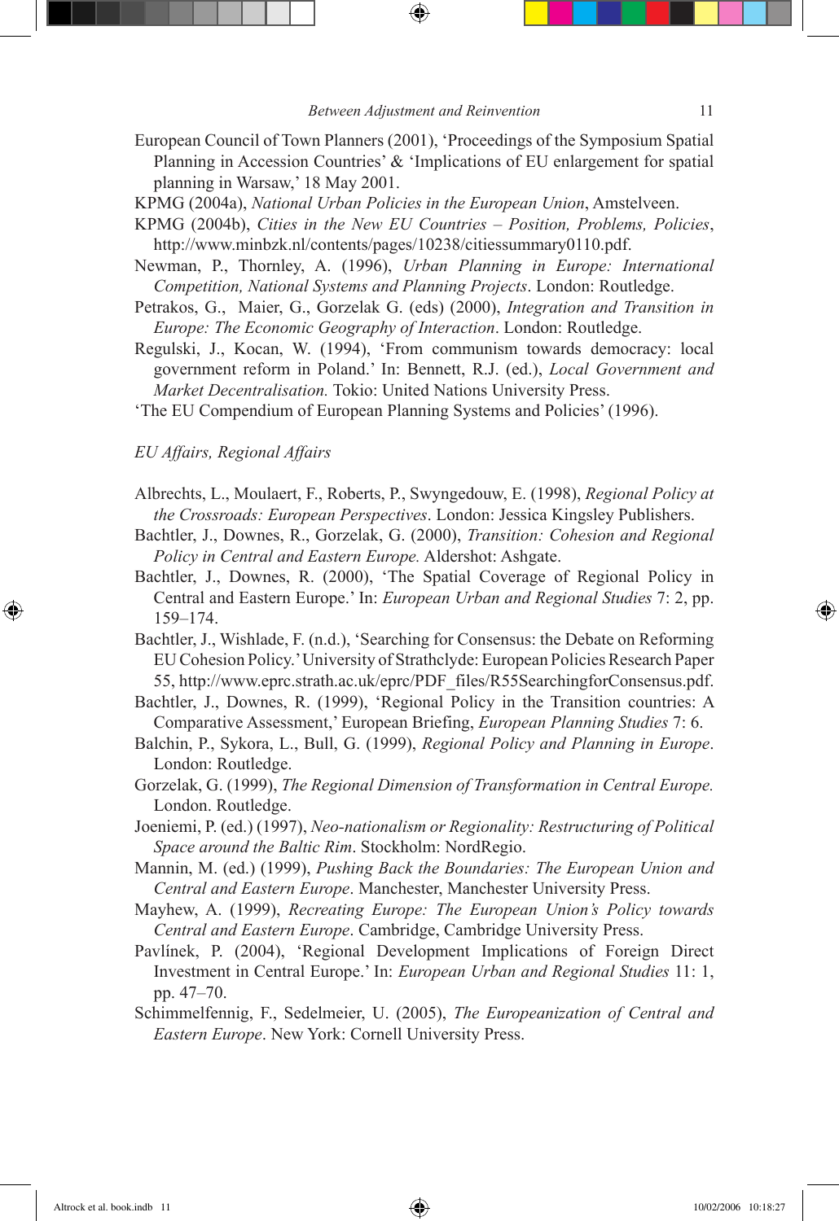European Council of Town Planners (2001), 'Proceedings of the Symposium Spatial Planning in Accession Countries' & 'Implications of EU enlargement for spatial planning in Warsaw,' 18 May 2001.

KPMG (2004a), *National Urban Policies in the European Union*, Amstelveen.

KPMG (2004b), *Cities in the New EU Countries – Position, Problems, Policies*, http://www.minbzk.nl/contents/pages/10238/citiessummary0110.pdf.

Newman, P., Thornley, A. (1996), *Urban Planning in Europe: International Competition, National Systems and Planning Projects*. London: Routledge.

Petrakos, G., Maier, G., Gorzelak G. (eds) (2000), *Integration and Transition in Europe: The Economic Geography of Interaction*. London: Routledge.

Regulski, J., Kocan, W. (1994), 'From communism towards democracy: local government reform in Poland.' In: Bennett, R.J. (ed.), *Local Government and Market Decentralisation.* Tokio: United Nations University Press.

'The EU Compendium of European Planning Systems and Policies' (1996).

*EU Affairs, Regional Affairs*

Albrechts, L., Moulaert, F., Roberts, P., Swyngedouw, E. (1998), *Regional Policy at the Crossroads: European Perspectives*. London: Jessica Kingsley Publishers.

Bachtler, J., Downes, R., Gorzelak, G. (2000), *Transition: Cohesion and Regional Policy in Central and Eastern Europe.* Aldershot: Ashgate.

Bachtler, J., Downes, R. (2000), 'The Spatial Coverage of Regional Policy in Central and Eastern Europe.' In: *European Urban and Regional Studies* 7: 2, pp. 159–174.

Bachtler, J., Wishlade, F. (n.d.), 'Searching for Consensus: the Debate on Reforming EU Cohesion Policy.' University of Strathclyde: European Policies Research Paper 55, http://www.eprc.strath.ac.uk/eprc/PDF_files/R55SearchingforConsensus.pdf.

Bachtler, J., Downes, R. (1999), 'Regional Policy in the Transition countries: A Comparative Assessment,' European Briefing, *European Planning Studies* 7: 6.

Balchin, P., Sykora, L., Bull, G. (1999), *Regional Policy and Planning in Europe*. London: Routledge.

Gorzelak, G. (1999), *The Regional Dimension of Transformation in Central Europe.* London. Routledge.

Joeniemi, P. (ed.) (1997), *Neo-nationalism or Regionality: Restructuring of Political Space around the Baltic Rim*. Stockholm: NordRegio.

Mannin, M. (ed.) (1999), *Pushing Back the Boundaries: The European Union and Central and Eastern Europe*. Manchester, Manchester University Press.

Mayhew, A. (1999), *Recreating Europe: The European Union's Policy towards Central and Eastern Europe*. Cambridge, Cambridge University Press.

Pavlínek, P. (2004), 'Regional Development Implications of Foreign Direct Investment in Central Europe.' In: *European Urban and Regional Studies* 11: 1, pp. 47–70.

Schimmelfennig, F., Sedelmeier, U. (2005), *The Europeanization of Central and Eastern Europe*. New York: Cornell University Press.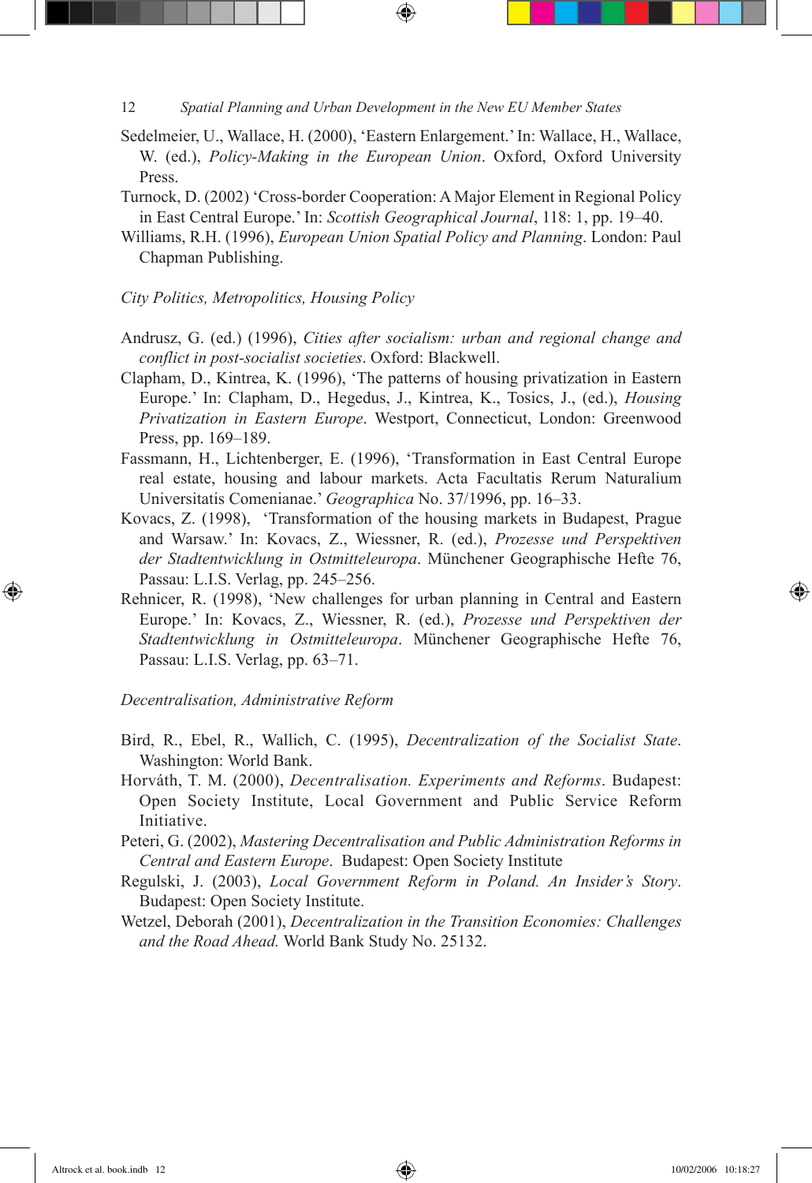Sedelmeier, U., Wallace, H. (2000), 'Eastern Enlargement.' In: Wallace, H., Wallace, W. (ed.), *Policy-Making in the European Union*. Oxford, Oxford University Press.

Turnock, D. (2002) 'Cross-border Cooperation: A Major Element in Regional Policy in East Central Europe.' In: *Scottish Geographical Journal*, 118: 1, pp. 19–40.

Williams, R.H. (1996), *European Union Spatial Policy and Planning*. London: Paul Chapman Publishing.

*City Politics, Metropolitics, Housing Policy*

Andrusz, G. (ed.) (1996), *Cities after socialism: urban and regional change and conflict in post-socialist societies*. Oxford: Blackwell.

Clapham, D., Kintrea, K. (1996), 'The patterns of housing privatization in Eastern Europe.' In: Clapham, D., Hegedus, J., Kintrea, K., Tosics, J., (ed.), *Housing Privatization in Eastern Europe*. Westport, Connecticut, London: Greenwood Press, pp. 169–189.

Fassmann, H., Lichtenberger, E. (1996), 'Transformation in East Central Europe real estate, housing and labour markets. Acta Facultatis Rerum Naturalium Universitatis Comenianae.' *Geographica* No. 37/1996, pp. 16–33.

Kovacs, Z. (1998), 'Transformation of the housing markets in Budapest, Prague and Warsaw.' In: Kovacs, Z., Wiessner, R. (ed.), *Prozesse und Perspektiven der Stadtentwicklung in Ostmitteleuropa*. Münchener Geographische Hefte 76, Passau: L.I.S. Verlag, pp. 245–256.

Rehnicer, R. (1998), 'New challenges for urban planning in Central and Eastern Europe.' In: Kovacs, Z., Wiessner, R. (ed.), *Prozesse und Perspektiven der Stadtentwicklung in Ostmitteleuropa*. Münchener Geographische Hefte 76, Passau: L.I.S. Verlag, pp. 63–71.

*Decentralisation, Administrative Reform*

Bird, R., Ebel, R., Wallich, C. (1995), *Decentralization of the Socialist State*. Washington: World Bank.

Horváth, T. M. (2000), *Decentralisation. Experiments and Reforms*. Budapest: Open Society Institute, Local Government and Public Service Reform Initiative.

Peteri, G. (2002), *Mastering Decentralisation and Public Administration Reforms in Central and Eastern Europe*. Budapest: Open Society Institute

Regulski, J. (2003), *Local Government Reform in Poland. An Insider's Story*. Budapest: Open Society Institute.

Wetzel, Deborah (2001), *Decentralization in the Transition Economies: Challenges and the Road Ahead.* World Bank Study No. 25132.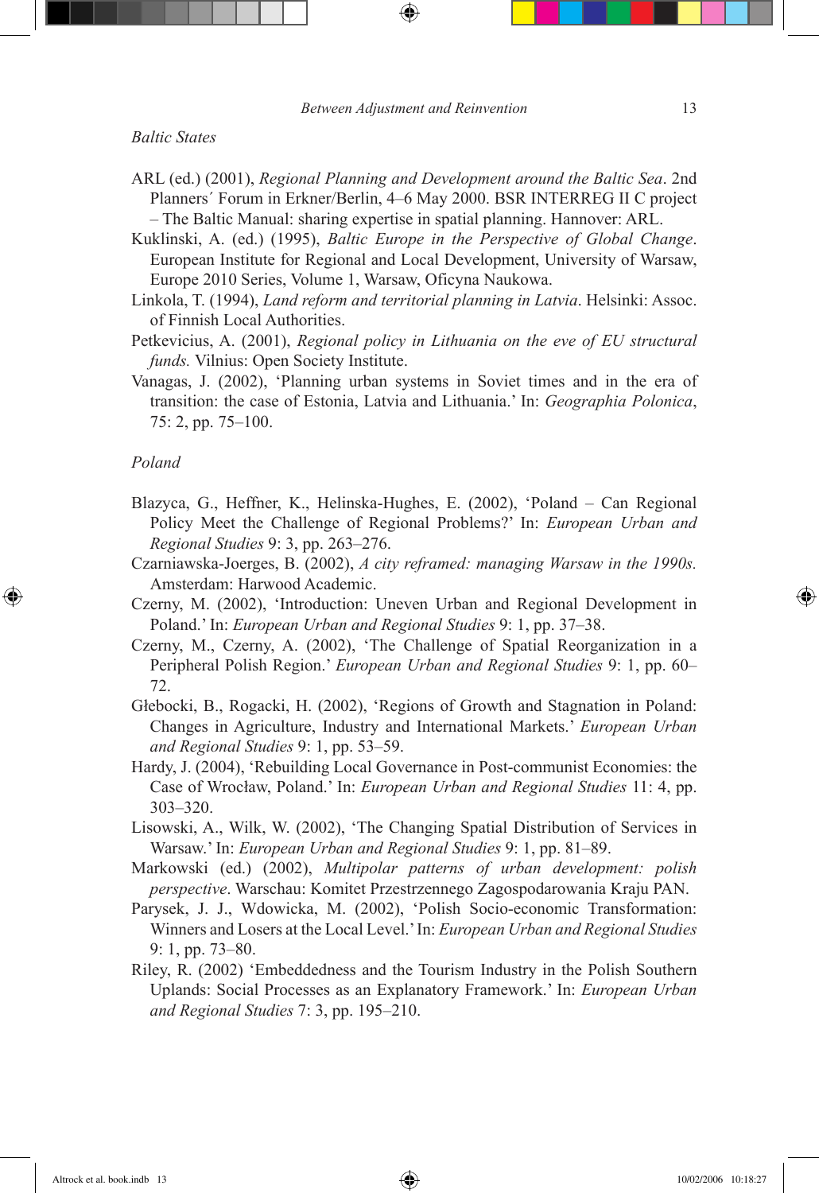*Baltic States*

ARL (ed.) (2001), *Regional Planning and Development around the Baltic Sea*. 2nd Planners´ Forum in Erkner/Berlin, 4–6 May 2000. BSR INTERREG II C project – The Baltic Manual: sharing expertise in spatial planning. Hannover: ARL.

Kuklinski, A. (ed.) (1995), *Baltic Europe in the Perspective of Global Change*. European Institute for Regional and Local Development, University of Warsaw, Europe 2010 Series, Volume 1, Warsaw, Oficyna Naukowa.

Linkola, T. (1994), *Land reform and territorial planning in Latvia*. Helsinki: Assoc. of Finnish Local Authorities.

Petkevicius, A. (2001), *Regional policy in Lithuania on the eve of EU structural funds.* Vilnius: Open Society Institute.

Vanagas, J. (2002), 'Planning urban systems in Soviet times and in the era of transition: the case of Estonia, Latvia and Lithuania.' In: *Geographia Polonica*, 75: 2, pp. 75–100.

*Poland*

Blazyca, G., Heffner, K., Helinska-Hughes, E. (2002), 'Poland – Can Regional Policy Meet the Challenge of Regional Problems?' In: *European Urban and Regional Studies* 9: 3, pp. 263–276.

Czarniawska-Joerges, B. (2002), *A city reframed: managing Warsaw in the 1990s.* Amsterdam: Harwood Academic.

Czerny, M. (2002), 'Introduction: Uneven Urban and Regional Development in Poland.' In: *European Urban and Regional Studies* 9: 1, pp. 37–38.

Czerny, M., Czerny, A. (2002), 'The Challenge of Spatial Reorganization in a Peripheral Polish Region.' *European Urban and Regional Studies* 9: 1, pp. 60–72.

Głebocki, B., Rogacki, H. (2002), 'Regions of Growth and Stagnation in Poland: Changes in Agriculture, Industry and International Markets.' *European Urban and Regional Studies* 9: 1, pp. 53–59.

Hardy, J. (2004), 'Rebuilding Local Governance in Post-communist Economies: the Case of Wrocław, Poland.' In: *European Urban and Regional Studies* 11: 4, pp. 303–320.

Lisowski, A., Wilk, W. (2002), 'The Changing Spatial Distribution of Services in Warsaw.' In: *European Urban and Regional Studies* 9: 1, pp. 81–89.

Markowski (ed.) (2002), *Multipolar patterns of urban development: polish perspective*. Warschau: Komitet Przestrzennego Zagospodarowania Kraju PAN.

Parysek, J. J., Wdowicka, M. (2002), 'Polish Socio-economic Transformation: Winners and Losers at the Local Level.' In: *European Urban and Regional Studies* 9: 1, pp. 73–80.

Riley, R. (2002) 'Embeddedness and the Tourism Industry in the Polish Southern Uplands: Social Processes as an Explanatory Framework.' In: *European Urban and Regional Studies* 7: 3, pp. 195–210.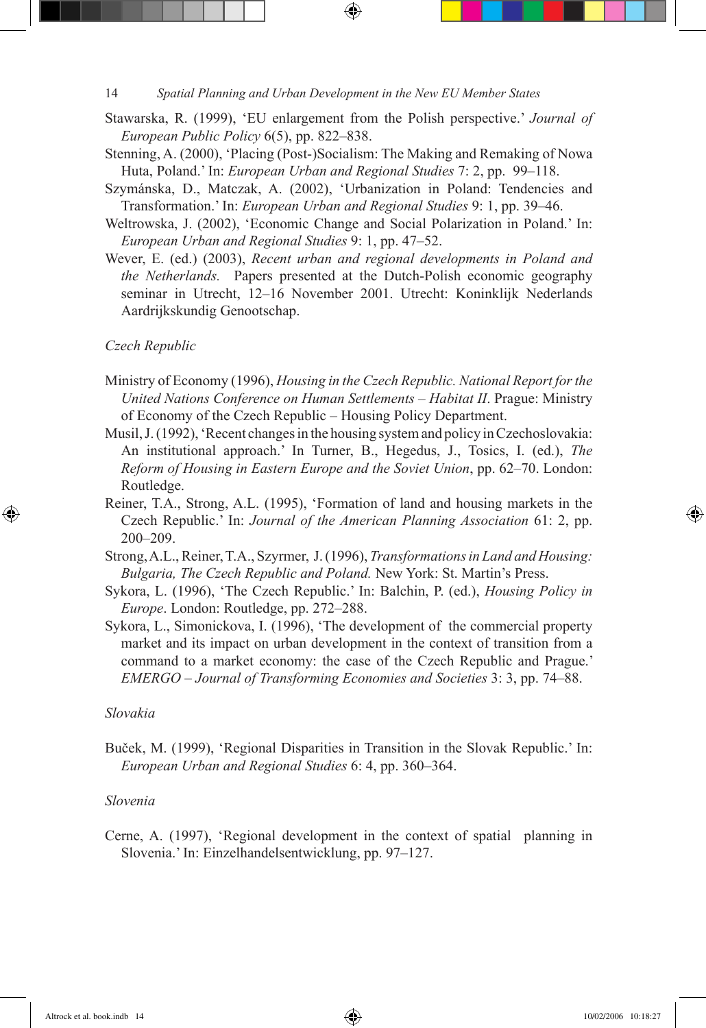Stawarska, R. (1999), 'EU enlargement from the Polish perspective.' *Journal of European Public Policy* 6(5), pp. 822–838.

Stenning, A. (2000), 'Placing (Post-)Socialism: The Making and Remaking of Nowa Huta, Poland.' In: *European Urban and Regional Studies* 7: 2, pp. 99–118.

Szymánska, D., Matczak, A. (2002), 'Urbanization in Poland: Tendencies and Transformation.' In: *European Urban and Regional Studies* 9: 1, pp. 39–46.

Weltrowska, J. (2002), 'Economic Change and Social Polarization in Poland.' In: *European Urban and Regional Studies* 9: 1, pp. 47–52.

Wever, E. (ed.) (2003), *Recent urban and regional developments in Poland and the Netherlands.* Papers presented at the Dutch-Polish economic geography seminar in Utrecht, 12–16 November 2001. Utrecht: Koninklijk Nederlands Aardrijkskundig Genootschap.

*Czech Republic*

Ministry of Economy (1996), *Housing in the Czech Republic. National Report for the United Nations Conference on Human Settlements – Habitat II*. Prague: Ministry of Economy of the Czech Republic – Housing Policy Department.

Musil, J. (1992), 'Recent changes in the housing system and policy in Czechoslovakia: An institutional approach.' In Turner, B., Hegedus, J., Tosics, I. (ed.), *The Reform of Housing in Eastern Europe and the Soviet Union*, pp. 62–70. London: Routledge.

Reiner, T.A., Strong, A.L. (1995), 'Formation of land and housing markets in the Czech Republic.' In: *Journal of the American Planning Association* 61: 2, pp. 200–209.

Strong, A.L., Reiner, T.A., Szyrmer, J. (1996), *Transformations in Land and Housing: Bulgaria, The Czech Republic and Poland.* New York: St. Martin's Press.

Sykora, L. (1996), 'The Czech Republic.' In: Balchin, P. (ed.), *Housing Policy in Europe*. London: Routledge, pp. 272–288.

Sykora, L., Simonickova, I. (1996), 'The development of the commercial property market and its impact on urban development in the context of transition from a command to a market economy: the case of the Czech Republic and Prague.' *EMERGO – Journal of Transforming Economies and Societies* 3: 3, pp. 74–88.

*Slovakia*

Buček, M. (1999), 'Regional Disparities in Transition in the Slovak Republic.' In: *European Urban and Regional Studies* 6: 4, pp. 360–364.

*Slovenia*

Cerne, A. (1997), 'Regional development in the context of spatial planning in Slovenia.' In: Einzelhandelsentwicklung, pp. 97–127.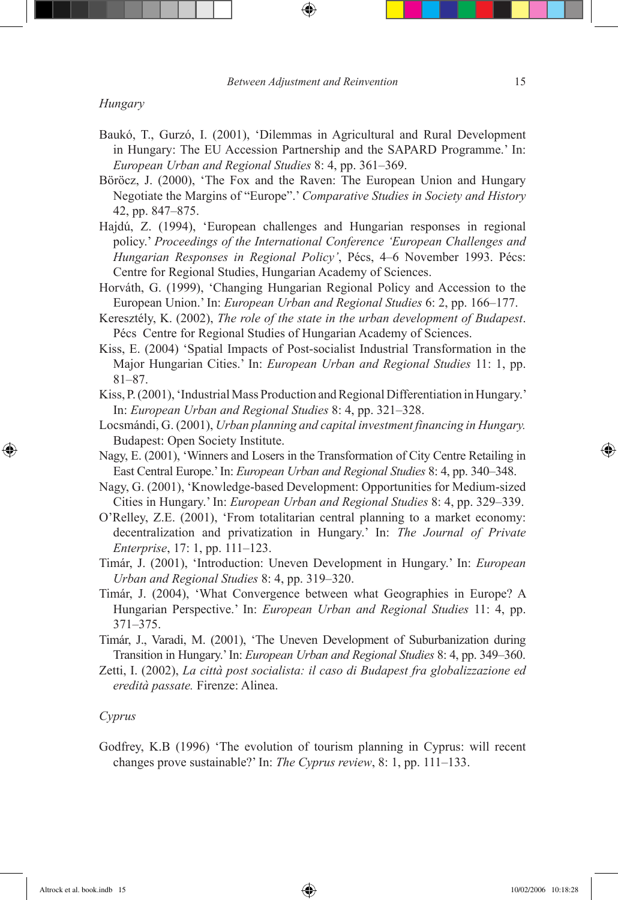*Hungary*

Baukó, T., Gurzó, I. (2001), 'Dilemmas in Agricultural and Rural Development in Hungary: The EU Accession Partnership and the SAPARD Programme.' In: *European Urban and Regional Studies* 8: 4, pp. 361–369.

Böröcz, J. (2000), 'The Fox and the Raven: The European Union and Hungary Negotiate the Margins of "Europe".' *Comparative Studies in Society and History* 42, pp. 847–875.

Hajdú, Z. (1994), 'European challenges and Hungarian responses in regional policy.' *Proceedings of the International Conference 'European Challenges and Hungarian Responses in Regional Policy'*, Pécs, 4–6 November 1993. Pécs: Centre for Regional Studies, Hungarian Academy of Sciences.

Horváth, G. (1999), 'Changing Hungarian Regional Policy and Accession to the European Union.' In: *European Urban and Regional Studies* 6: 2, pp. 166–177.

Keresztély, K. (2002), *The role of the state in the urban development of Budapest*. Pécs Centre for Regional Studies of Hungarian Academy of Sciences.

Kiss, E. (2004) 'Spatial Impacts of Post-socialist Industrial Transformation in the Major Hungarian Cities.' In: *European Urban and Regional Studies* 11: 1, pp. 81–87.

Kiss, P. (2001), 'Industrial Mass Production and Regional Differentiation in Hungary.' In: *European Urban and Regional Studies* 8: 4, pp. 321–328.

Locsmándi, G. (2001), *Urban planning and capital investment financing in Hungary.* Budapest: Open Society Institute.

Nagy, E. (2001), 'Winners and Losers in the Transformation of City Centre Retailing in East Central Europe.' In: *European Urban and Regional Studies* 8: 4, pp. 340–348.

Nagy, G. (2001), 'Knowledge-based Development: Opportunities for Medium-sized Cities in Hungary.' In: *European Urban and Regional Studies* 8: 4, pp. 329–339.

O'Relley, Z.E. (2001), 'From totalitarian central planning to a market economy: decentralization and privatization in Hungary.' In: *The Journal of Private Enterprise*, 17: 1, pp. 111–123.

Timár, J. (2001), 'Introduction: Uneven Development in Hungary.' In: *European Urban and Regional Studies* 8: 4, pp. 319–320.

Timár, J. (2004), 'What Convergence between what Geographies in Europe? A Hungarian Perspective.' In: *European Urban and Regional Studies* 11: 4, pp. 371–375.

Timár, J., Varadi, M. (2001), 'The Uneven Development of Suburbanization during Transition in Hungary.' In: *European Urban and Regional Studies* 8: 4, pp. 349–360.

Zetti, I. (2002), *La città post socialista: il caso di Budapest fra globalizzazione ed eredità passate.* Firenze: Alinea.

*Cyprus*

Godfrey, K.B (1996) 'The evolution of tourism planning in Cyprus: will recent changes prove sustainable?' In: *The Cyprus review*, 8: 1, pp. 111–133.